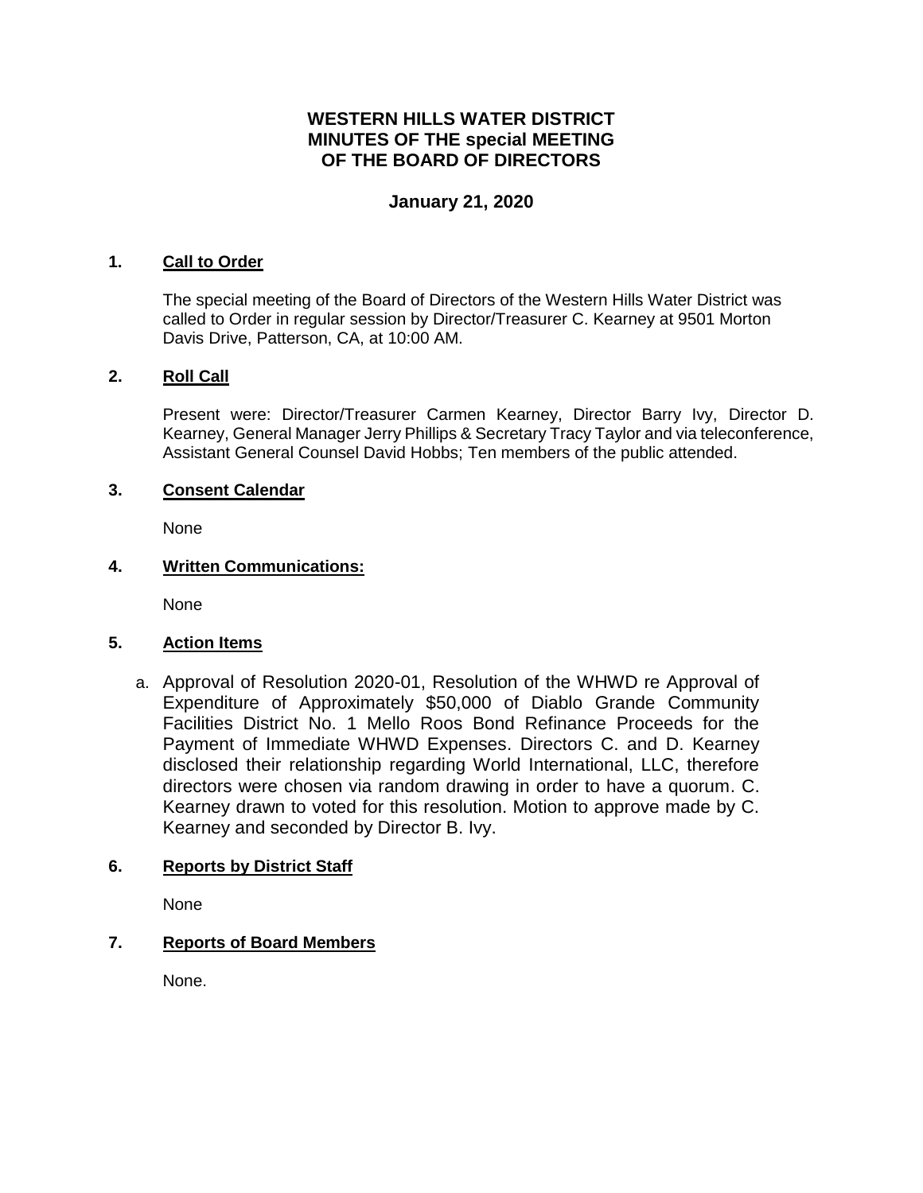# WESTERN HILLS WATER DISTRICT
# MINUTES OF THE special MEETING
# OF THE BOARD OF DIRECTORS

## January 21, 2020

**1. Call to Order**

The special meeting of the Board of Directors of the Western Hills Water District was called to Order in regular session by Director/Treasurer C. Kearney at 9501 Morton Davis Drive, Patterson, CA, at 10:00 AM.

**2. Roll Call**

Present were: Director/Treasurer Carmen Kearney, Director Barry Ivy, Director D. Kearney, General Manager Jerry Phillips & Secretary Tracy Taylor and via teleconference, Assistant General Counsel David Hobbs; Ten members of the public attended.

**3. Consent Calendar**

None

**4. Written Communications:**

None

**5. Action Items**

a. Approval of Resolution 2020-01, Resolution of the WHWD re Approval of Expenditure of Approximately $50,000 of Diablo Grande Community Facilities District No. 1 Mello Roos Bond Refinance Proceeds for the Payment of Immediate WHWD Expenses. Directors C. and D. Kearney disclosed their relationship regarding World International, LLC, therefore directors were chosen via random drawing in order to have a quorum. C. Kearney drawn to voted for this resolution. Motion to approve made by C. Kearney and seconded by Director B. Ivy.

**6. Reports by District Staff**

None

**7. Reports of Board Members**

None.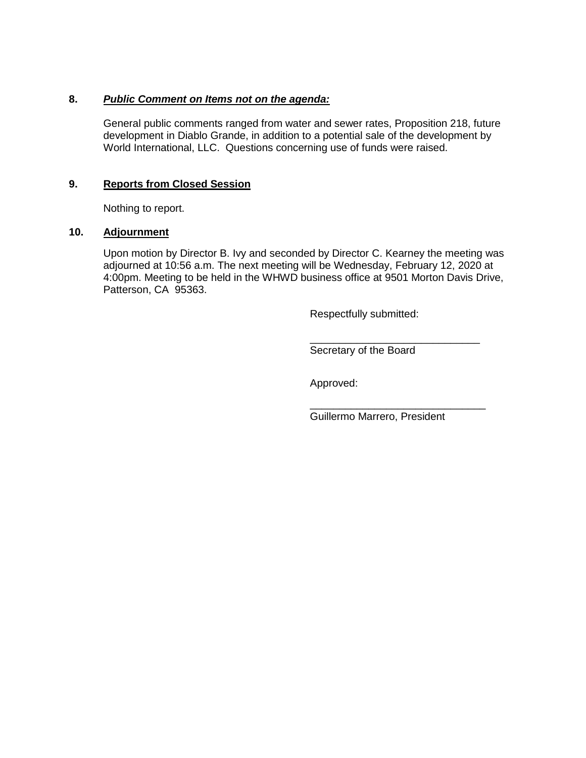**8.** ***Public Comment on Items not on the agenda:***

General public comments ranged from water and sewer rates, Proposition 218, future development in Diablo Grande, in addition to a potential sale of the development by World International, LLC. Questions concerning use of funds were raised.

**9.** **Reports from Closed Session**

Nothing to report.

**10.** **Adjournment**

Upon motion by Director B. Ivy and seconded by Director C. Kearney the meeting was adjourned at 10:56 a.m. The next meeting will be Wednesday, February 12, 2020 at 4:00pm. Meeting to be held in the WHWD business office at 9501 Morton Davis Drive, Patterson, CA 95363.

Respectfully submitted:

______________________________
Secretary of the Board

Approved:

______________________________
Guillermo Marrero, President